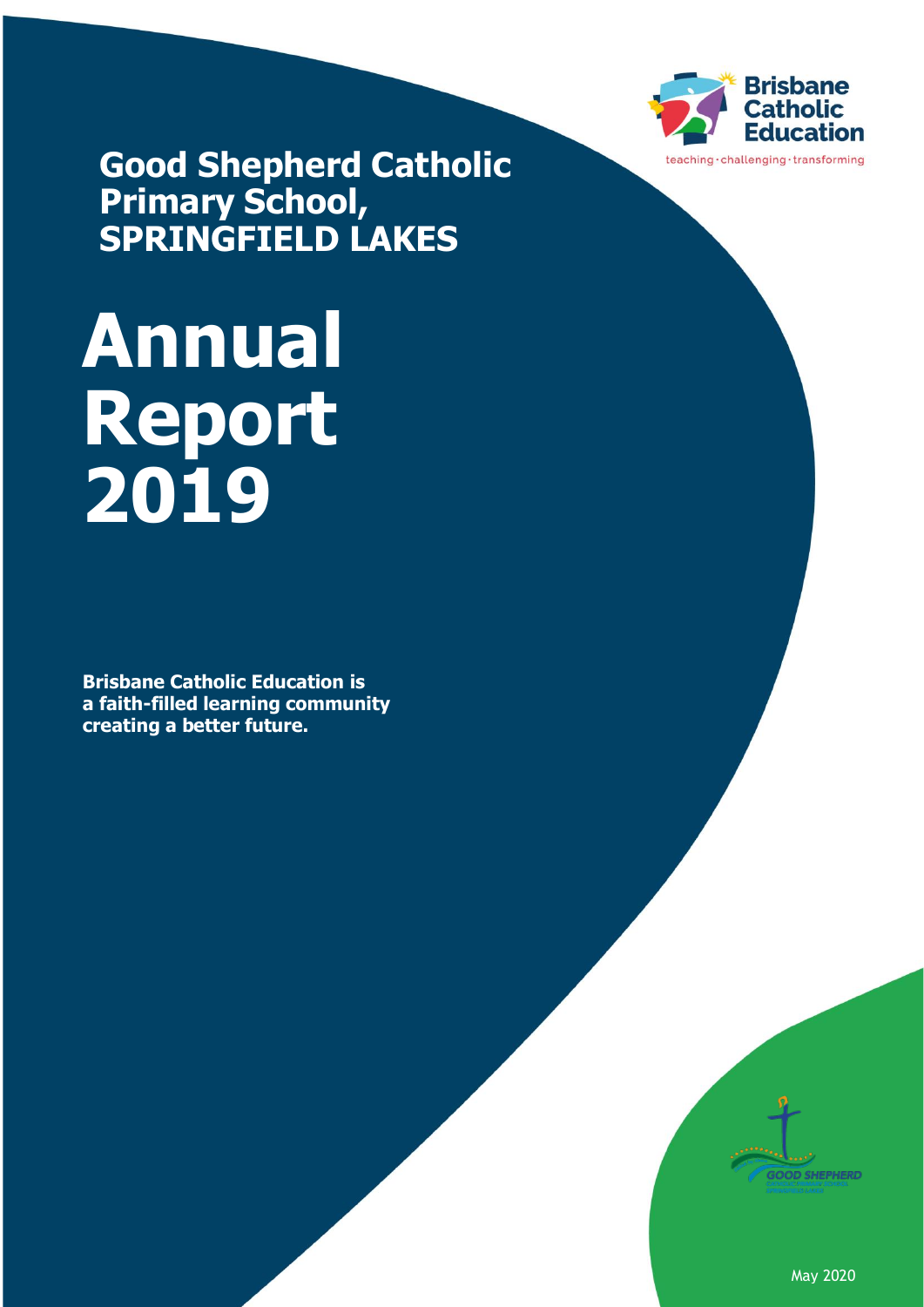Brisbane Catholic Education

teaching · challenging · transforming

## Good Shepherd Catholic Primary School, SPRINGFIELD LAKES

# Annual Report 2019

**Brisbane Catholic Education is a faith-filled learning community creating a better future.**

GOOD SHEPHERD

May 2020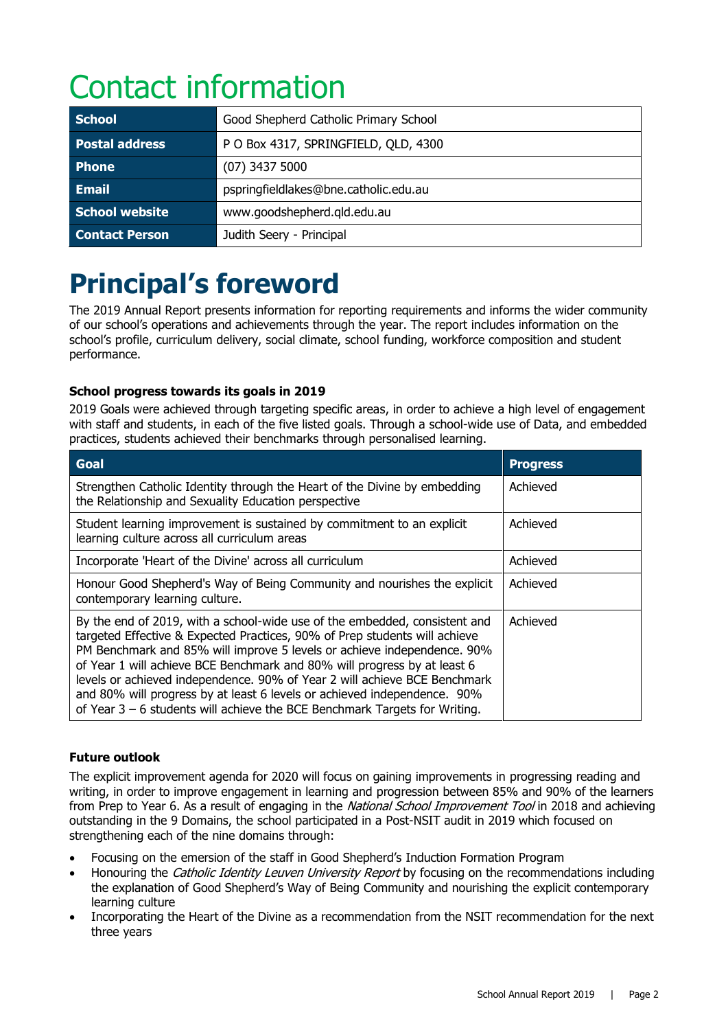# Contact information

| School | Good Shepherd Catholic Primary School |
|---|---|
| Postal address | P O Box 4317, SPRINGFIELD, QLD, 4300 |
| Phone | (07) 3437 5000 |
| Email | pspringfieldlakes@bne.catholic.edu.au |
| School website | www.goodshepherd.qld.edu.au |
| Contact Person | Judith Seery - Principal |

# Principal's foreword

The 2019 Annual Report presents information for reporting requirements and informs the wider community of our school's operations and achievements through the year. The report includes information on the school's profile, curriculum delivery, social climate, school funding, workforce composition and student performance.

### School progress towards its goals in 2019

2019 Goals were achieved through targeting specific areas, in order to achieve a high level of engagement with staff and students, in each of the five listed goals. Through a school-wide use of Data, and embedded practices, students achieved their benchmarks through personalised learning.

| Goal | Progress |
|---|---|
| Strengthen Catholic Identity through the Heart of the Divine by embedding the Relationship and Sexuality Education perspective | Achieved |
| Student learning improvement is sustained by commitment to an explicit learning culture across all curriculum areas | Achieved |
| Incorporate 'Heart of the Divine' across all curriculum | Achieved |
| Honour Good Shepherd's Way of Being Community and nourishes the explicit contemporary learning culture. | Achieved |
| By the end of 2019, with a school-wide use of the embedded, consistent and targeted Effective & Expected Practices, 90% of Prep students will achieve PM Benchmark and 85% will improve 5 levels or achieve independence. 90% of Year 1 will achieve BCE Benchmark and 80% will progress by at least 6 levels or achieved independence. 90% of Year 2 will achieve BCE Benchmark and 80% will progress by at least 6 levels or achieved independence. 90% of Year 3 – 6 students will achieve the BCE Benchmark Targets for Writing. | Achieved |

### Future outlook

The explicit improvement agenda for 2020 will focus on gaining improvements in progressing reading and writing, in order to improve engagement in learning and progression between 85% and 90% of the learners from Prep to Year 6. As a result of engaging in the *National School Improvement Tool* in 2018 and achieving outstanding in the 9 Domains, the school participated in a Post-NSIT audit in 2019 which focused on strengthening each of the nine domains through:

- Focusing on the emersion of the staff in Good Shepherd's Induction Formation Program
- Honouring the *Catholic Identity Leuven University Report* by focusing on the recommendations including the explanation of Good Shepherd's Way of Being Community and nourishing the explicit contemporary learning culture
- Incorporating the Heart of the Divine as a recommendation from the NSIT recommendation for the next three years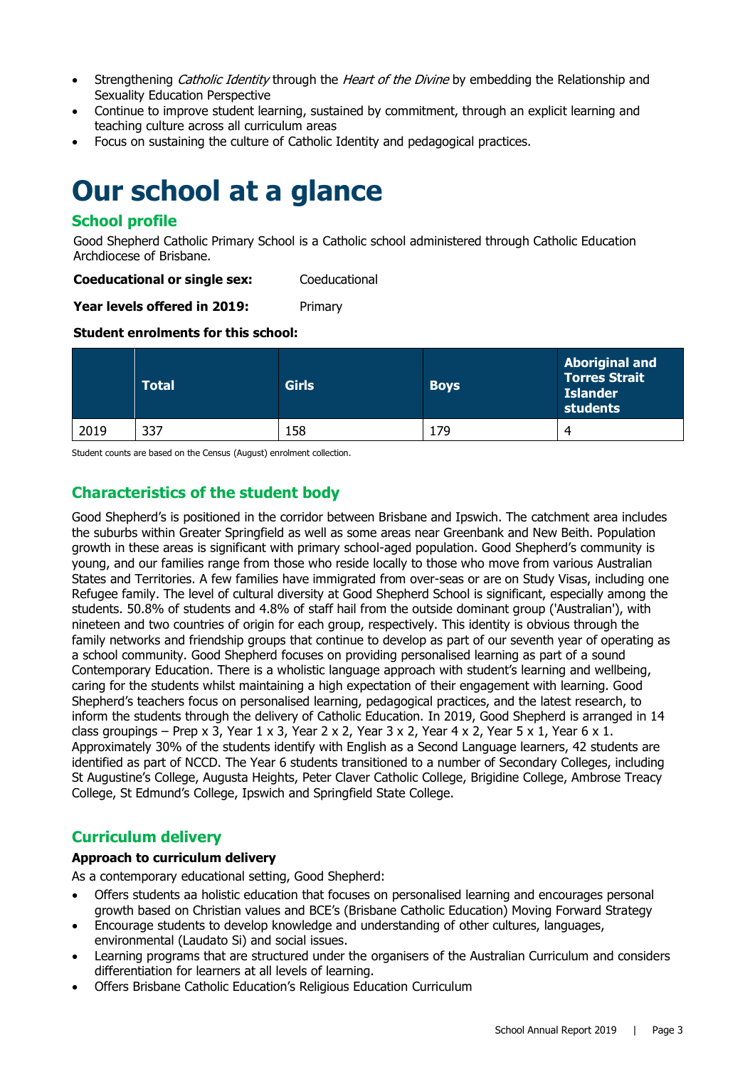- Strengthening *Catholic Identity* through the *Heart of the Divine* by embedding the Relationship and Sexuality Education Perspective
- Continue to improve student learning, sustained by commitment, through an explicit learning and teaching culture across all curriculum areas
- Focus on sustaining the culture of Catholic Identity and pedagogical practices.

# Our school at a glance

## School profile

Good Shepherd Catholic Primary School is a Catholic school administered through Catholic Education Archdiocese of Brisbane.

**Coeducational or single sex:** Coeducational

**Year levels offered in 2019:** Primary

**Student enrolments for this school:**

| | Total | Girls | Boys | Aboriginal and Torres Strait Islander students |
|---|---|---|---|---|
| 2019 | 337 | 158 | 179 | 4 |

Student counts are based on the Census (August) enrolment collection.

## Characteristics of the student body

Good Shepherd's is positioned in the corridor between Brisbane and Ipswich. The catchment area includes the suburbs within Greater Springfield as well as some areas near Greenbank and New Beith. Population growth in these areas is significant with primary school-aged population. Good Shepherd's community is young, and our families range from those who reside locally to those who move from various Australian States and Territories. A few families have immigrated from over-seas or are on Study Visas, including one Refugee family. The level of cultural diversity at Good Shepherd School is significant, especially among the students. 50.8% of students and 4.8% of staff hail from the outside dominant group ('Australian'), with nineteen and two countries of origin for each group, respectively. This identity is obvious through the family networks and friendship groups that continue to develop as part of our seventh year of operating as a school community. Good Shepherd focuses on providing personalised learning as part of a sound Contemporary Education. There is a wholistic language approach with student's learning and wellbeing, caring for the students whilst maintaining a high expectation of their engagement with learning. Good Shepherd's teachers focus on personalised learning, pedagogical practices, and the latest research, to inform the students through the delivery of Catholic Education. In 2019, Good Shepherd is arranged in 14 class groupings – Prep x 3, Year 1 x 3, Year 2 x 2, Year 3 x 2, Year 4 x 2, Year 5 x 1, Year 6 x 1. Approximately 30% of the students identify with English as a Second Language learners, 42 students are identified as part of NCCD. The Year 6 students transitioned to a number of Secondary Colleges, including St Augustine's College, Augusta Heights, Peter Claver Catholic College, Brigidine College, Ambrose Treacy College, St Edmund's College, Ipswich and Springfield State College.

## Curriculum delivery

**Approach to curriculum delivery**

As a contemporary educational setting, Good Shepherd:

- Offers students aa holistic education that focuses on personalised learning and encourages personal growth based on Christian values and BCE's (Brisbane Catholic Education) Moving Forward Strategy
- Encourage students to develop knowledge and understanding of other cultures, languages, environmental (Laudato Si) and social issues.
- Learning programs that are structured under the organisers of the Australian Curriculum and considers differentiation for learners at all levels of learning.
- Offers Brisbane Catholic Education's Religious Education Curriculum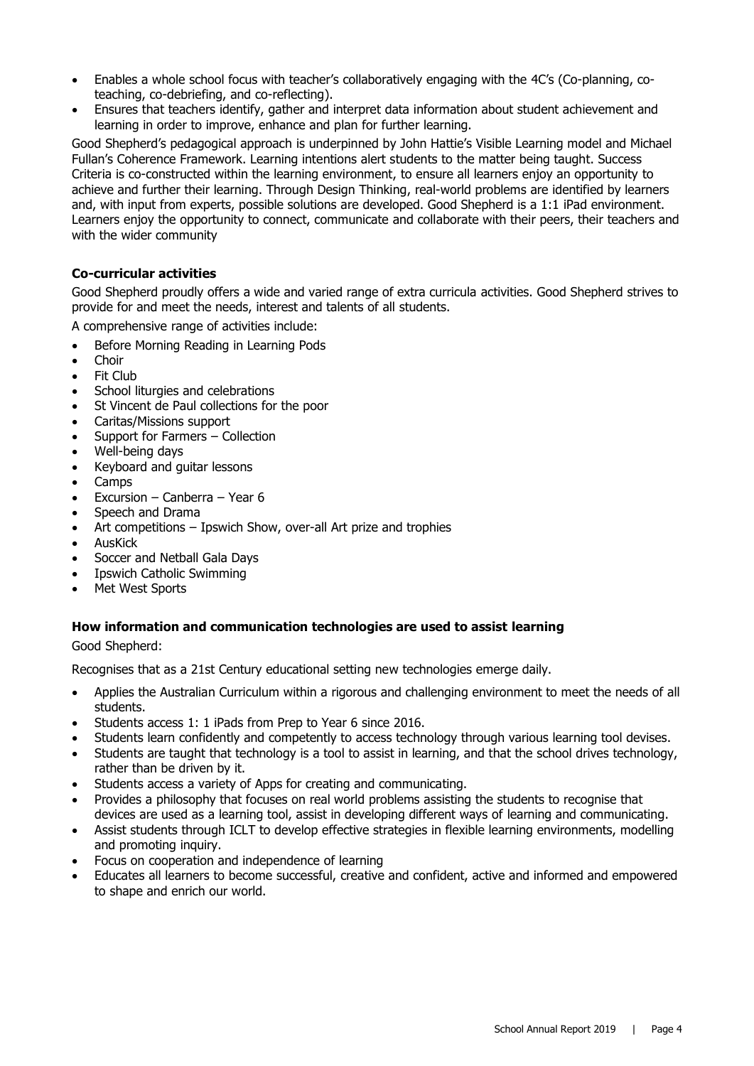- Enables a whole school focus with teacher's collaboratively engaging with the 4C's (Co-planning, co-teaching, co-debriefing, and co-reflecting).
- Ensures that teachers identify, gather and interpret data information about student achievement and learning in order to improve, enhance and plan for further learning.

Good Shepherd's pedagogical approach is underpinned by John Hattie's Visible Learning model and Michael Fullan's Coherence Framework. Learning intentions alert students to the matter being taught. Success Criteria is co-constructed within the learning environment, to ensure all learners enjoy an opportunity to achieve and further their learning. Through Design Thinking, real-world problems are identified by learners and, with input from experts, possible solutions are developed. Good Shepherd is a 1:1 iPad environment. Learners enjoy the opportunity to connect, communicate and collaborate with their peers, their teachers and with the wider community

### Co-curricular activities

Good Shepherd proudly offers a wide and varied range of extra curricula activities. Good Shepherd strives to provide for and meet the needs, interest and talents of all students.

A comprehensive range of activities include:

- Before Morning Reading in Learning Pods
- Choir
- Fit Club
- School liturgies and celebrations
- St Vincent de Paul collections for the poor
- Caritas/Missions support
- Support for Farmers – Collection
- Well-being days
- Keyboard and guitar lessons
- Camps
- Excursion – Canberra – Year 6
- Speech and Drama
- Art competitions – Ipswich Show, over-all Art prize and trophies
- AusKick
- Soccer and Netball Gala Days
- Ipswich Catholic Swimming
- Met West Sports

### How information and communication technologies are used to assist learning

Good Shepherd:

Recognises that as a 21st Century educational setting new technologies emerge daily.

- Applies the Australian Curriculum within a rigorous and challenging environment to meet the needs of all students.
- Students access 1: 1 iPads from Prep to Year 6 since 2016.
- Students learn confidently and competently to access technology through various learning tool devises.
- Students are taught that technology is a tool to assist in learning, and that the school drives technology, rather than be driven by it.
- Students access a variety of Apps for creating and communicating.
- Provides a philosophy that focuses on real world problems assisting the students to recognise that devices are used as a learning tool, assist in developing different ways of learning and communicating.
- Assist students through ICLT to develop effective strategies in flexible learning environments, modelling and promoting inquiry.
- Focus on cooperation and independence of learning
- Educates all learners to become successful, creative and confident, active and informed and empowered to shape and enrich our world.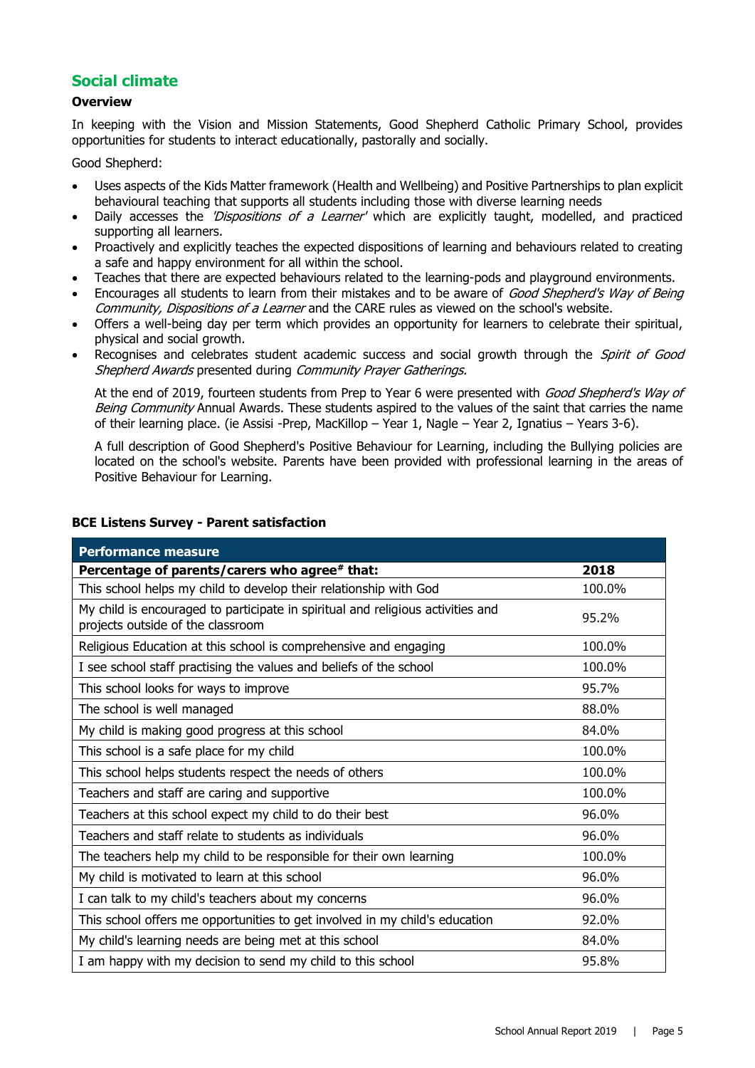## Social climate

### Overview

In keeping with the Vision and Mission Statements, Good Shepherd Catholic Primary School, provides opportunities for students to interact educationally, pastorally and socially.

Good Shepherd:

- Uses aspects of the Kids Matter framework (Health and Wellbeing) and Positive Partnerships to plan explicit behavioural teaching that supports all students including those with diverse learning needs
- Daily accesses the *'Dispositions of a Learner'* which are explicitly taught, modelled, and practiced supporting all learners.
- Proactively and explicitly teaches the expected dispositions of learning and behaviours related to creating a safe and happy environment for all within the school.
- Teaches that there are expected behaviours related to the learning-pods and playground environments.
- Encourages all students to learn from their mistakes and to be aware of *Good Shepherd's Way of Being Community, Dispositions of a Learner* and the CARE rules as viewed on the school's website.
- Offers a well-being day per term which provides an opportunity for learners to celebrate their spiritual, physical and social growth.
- Recognises and celebrates student academic success and social growth through the *Spirit of Good Shepherd Awards* presented during *Community Prayer Gatherings.*

  At the end of 2019, fourteen students from Prep to Year 6 were presented with *Good Shepherd's Way of Being Community* Annual Awards. These students aspired to the values of the saint that carries the name of their learning place. (ie Assisi -Prep, MacKillop – Year 1, Nagle – Year 2, Ignatius – Years 3-6).

  A full description of Good Shepherd's Positive Behaviour for Learning, including the Bullying policies are located on the school's website. Parents have been provided with professional learning in the areas of Positive Behaviour for Learning.

**BCE Listens Survey - Parent satisfaction**

| Performance measure | |
|---|---|
| **Percentage of parents/carers who agree# that:** | **2018** |
| This school helps my child to develop their relationship with God | 100.0% |
| My child is encouraged to participate in spiritual and religious activities and projects outside of the classroom | 95.2% |
| Religious Education at this school is comprehensive and engaging | 100.0% |
| I see school staff practising the values and beliefs of the school | 100.0% |
| This school looks for ways to improve | 95.7% |
| The school is well managed | 88.0% |
| My child is making good progress at this school | 84.0% |
| This school is a safe place for my child | 100.0% |
| This school helps students respect the needs of others | 100.0% |
| Teachers and staff are caring and supportive | 100.0% |
| Teachers at this school expect my child to do their best | 96.0% |
| Teachers and staff relate to students as individuals | 96.0% |
| The teachers help my child to be responsible for their own learning | 100.0% |
| My child is motivated to learn at this school | 96.0% |
| I can talk to my child's teachers about my concerns | 96.0% |
| This school offers me opportunities to get involved in my child's education | 92.0% |
| My child's learning needs are being met at this school | 84.0% |
| I am happy with my decision to send my child to this school | 95.8% |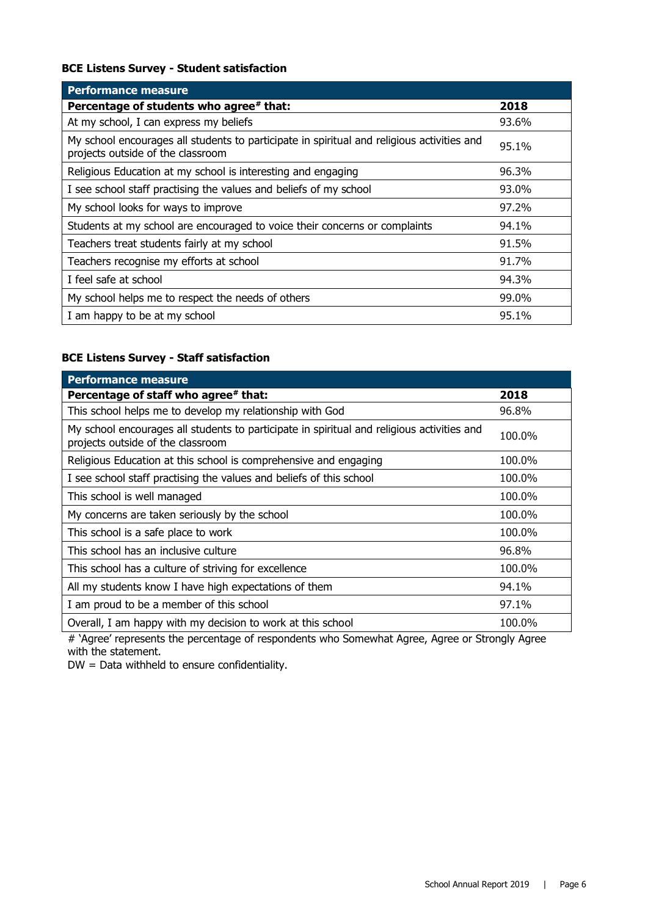### BCE Listens Survey - Student satisfaction

| Performance measure | |
|---|---|
| **Percentage of students who agree# that:** | **2018** |
| At my school, I can express my beliefs | 93.6% |
| My school encourages all students to participate in spiritual and religious activities and projects outside of the classroom | 95.1% |
| Religious Education at my school is interesting and engaging | 96.3% |
| I see school staff practising the values and beliefs of my school | 93.0% |
| My school looks for ways to improve | 97.2% |
| Students at my school are encouraged to voice their concerns or complaints | 94.1% |
| Teachers treat students fairly at my school | 91.5% |
| Teachers recognise my efforts at school | 91.7% |
| I feel safe at school | 94.3% |
| My school helps me to respect the needs of others | 99.0% |
| I am happy to be at my school | 95.1% |

### BCE Listens Survey - Staff satisfaction

| Performance measure | |
|---|---|
| **Percentage of staff who agree# that:** | **2018** |
| This school helps me to develop my relationship with God | 96.8% |
| My school encourages all students to participate in spiritual and religious activities and projects outside of the classroom | 100.0% |
| Religious Education at this school is comprehensive and engaging | 100.0% |
| I see school staff practising the values and beliefs of this school | 100.0% |
| This school is well managed | 100.0% |
| My concerns are taken seriously by the school | 100.0% |
| This school is a safe place to work | 100.0% |
| This school has an inclusive culture | 96.8% |
| This school has a culture of striving for excellence | 100.0% |
| All my students know I have high expectations of them | 94.1% |
| I am proud to be a member of this school | 97.1% |
| Overall, I am happy with my decision to work at this school | 100.0% |

# 'Agree' represents the percentage of respondents who Somewhat Agree, Agree or Strongly Agree with the statement.

DW = Data withheld to ensure confidentiality.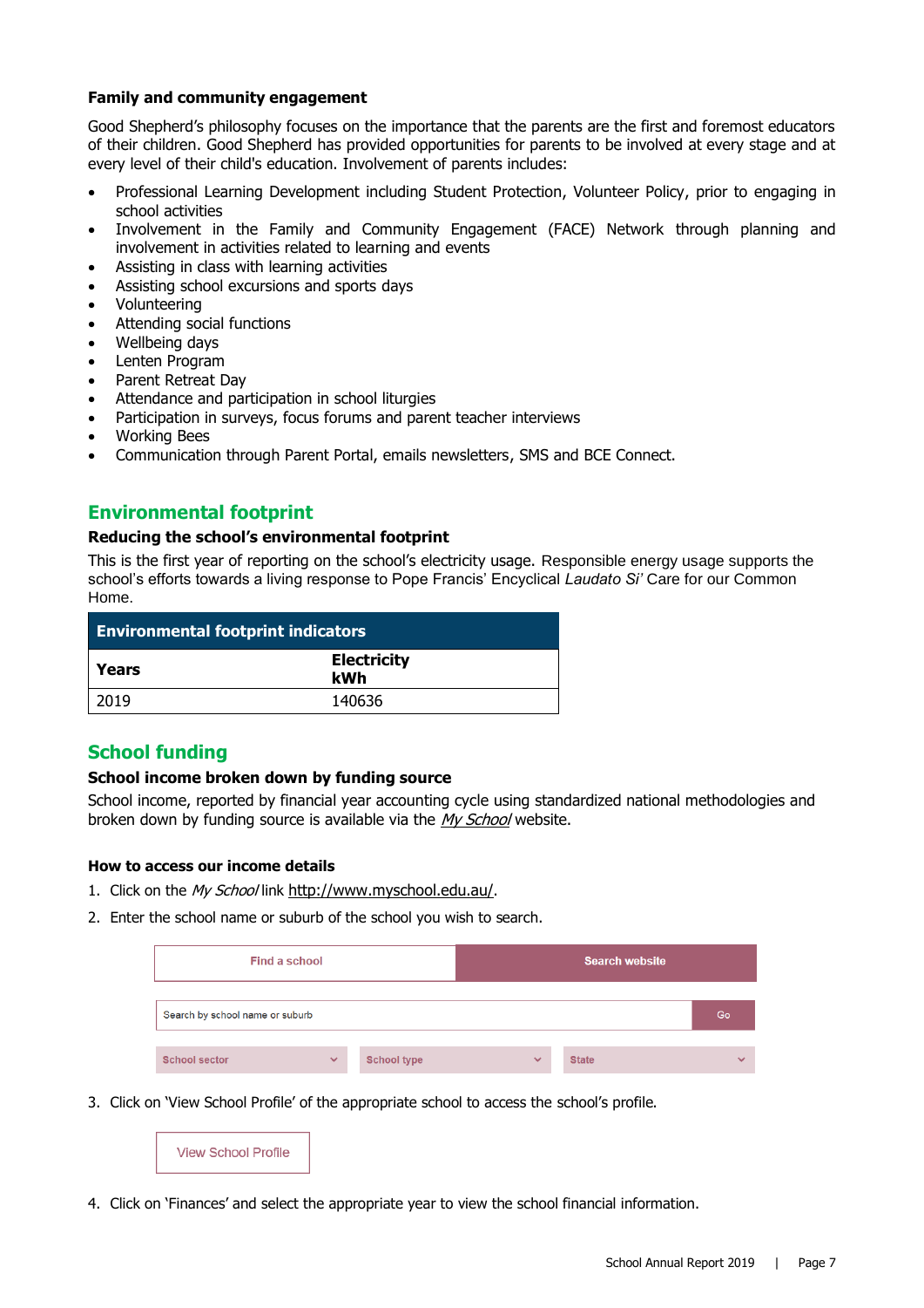**Family and community engagement**

Good Shepherd's philosophy focuses on the importance that the parents are the first and foremost educators of their children. Good Shepherd has provided opportunities for parents to be involved at every stage and at every level of their child's education. Involvement of parents includes:

- Professional Learning Development including Student Protection, Volunteer Policy, prior to engaging in school activities
- Involvement in the Family and Community Engagement (FACE) Network through planning and involvement in activities related to learning and events
- Assisting in class with learning activities
- Assisting school excursions and sports days
- Volunteering
- Attending social functions
- Wellbeing days
- Lenten Program
- Parent Retreat Day
- Attendance and participation in school liturgies
- Participation in surveys, focus forums and parent teacher interviews
- Working Bees
- Communication through Parent Portal, emails newsletters, SMS and BCE Connect.

## Environmental footprint

**Reducing the school's environmental footprint**

This is the first year of reporting on the school's electricity usage. Responsible energy usage supports the school's efforts towards a living response to Pope Francis' Encyclical *Laudato Si'* Care for our Common Home.

| Environmental footprint indicators | |
|---|---|
| **Years** | **Electricity kWh** |
| 2019 | 140636 |

## School funding

**School income broken down by funding source**

School income, reported by financial year accounting cycle using standardized national methodologies and broken down by funding source is available via the *My School* website.

**How to access our income details**

1. Click on the *My School* link http://www.myschool.edu.au/.
2. Enter the school name or suburb of the school you wish to search.

   Find a school | Search website

   Search by school name or suburb | Go

   School sector | School type | State

3. Click on 'View School Profile' of the appropriate school to access the school's profile.

   View School Profile

4. Click on 'Finances' and select the appropriate year to view the school financial information.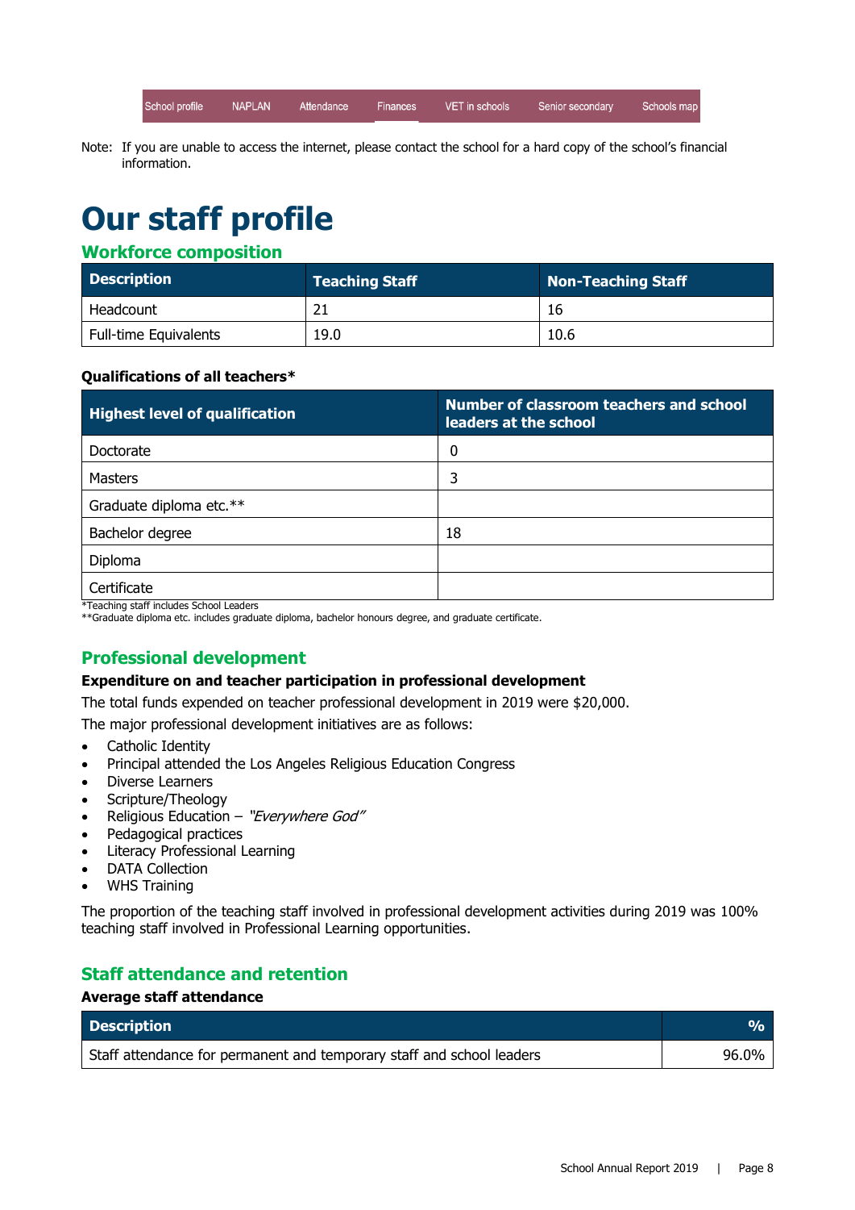School profile | NAPLAN | Attendance | Finances | VET in schools | Senior secondary | Schools map

Note: If you are unable to access the internet, please contact the school for a hard copy of the school's financial information.

# Our staff profile

## Workforce composition

| Description | Teaching Staff | Non-Teaching Staff |
|---|---|---|
| Headcount | 21 | 16 |
| Full-time Equivalents | 19.0 | 10.6 |

### Qualifications of all teachers*

| Highest level of qualification | Number of classroom teachers and school leaders at the school |
|---|---|
| Doctorate | 0 |
| Masters | 3 |
| Graduate diploma etc.** | |
| Bachelor degree | 18 |
| Diploma | |
| Certificate | |

*Teaching staff includes School Leaders
**Graduate diploma etc. includes graduate diploma, bachelor honours degree, and graduate certificate.

## Professional development

### Expenditure on and teacher participation in professional development

The total funds expended on teacher professional development in 2019 were $20,000.

The major professional development initiatives are as follows:

- Catholic Identity
- Principal attended the Los Angeles Religious Education Congress
- Diverse Learners
- Scripture/Theology
- Religious Education – *"Everywhere God"*
- Pedagogical practices
- Literacy Professional Learning
- DATA Collection
- WHS Training

The proportion of the teaching staff involved in professional development activities during 2019 was 100% teaching staff involved in Professional Learning opportunities.

## Staff attendance and retention

### Average staff attendance

| Description | % |
|---|---|
| Staff attendance for permanent and temporary staff and school leaders | 96.0% |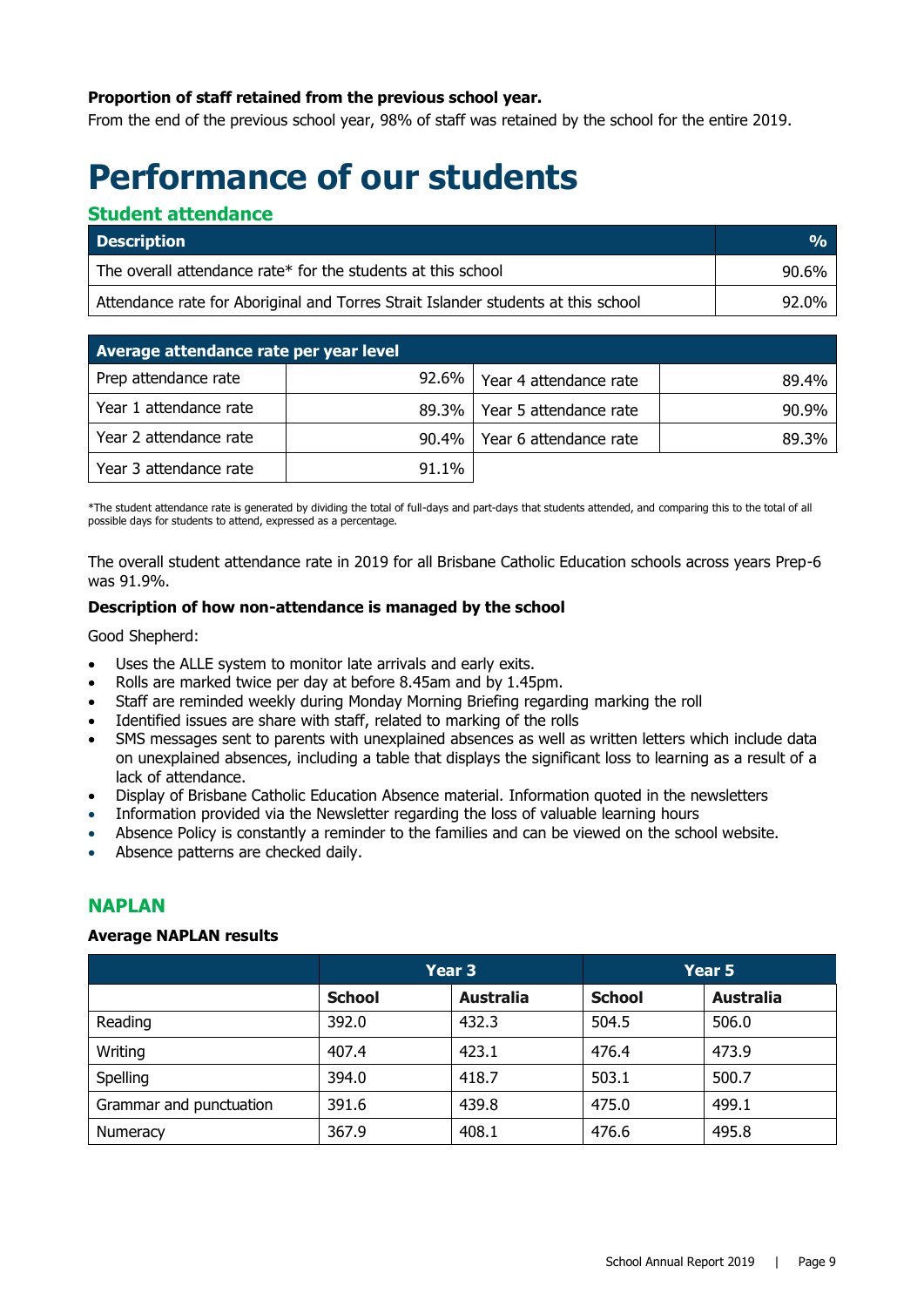**Proportion of staff retained from the previous school year.**

From the end of the previous school year, 98% of staff was retained by the school for the entire 2019.

# Performance of our students

## Student attendance

| Description | % |
|---|---|
| The overall attendance rate* for the students at this school | 90.6% |
| Attendance rate for Aboriginal and Torres Strait Islander students at this school | 92.0% |

| Average attendance rate per year level | | | |
|---|---|---|---|
| Prep attendance rate | 92.6% | Year 4 attendance rate | 89.4% |
| Year 1 attendance rate | 89.3% | Year 5 attendance rate | 90.9% |
| Year 2 attendance rate | 90.4% | Year 6 attendance rate | 89.3% |
| Year 3 attendance rate | 91.1% | | |

*The student attendance rate is generated by dividing the total of full-days and part-days that students attended, and comparing this to the total of all possible days for students to attend, expressed as a percentage.

The overall student attendance rate in 2019 for all Brisbane Catholic Education schools across years Prep-6 was 91.9%.

**Description of how non-attendance is managed by the school**

Good Shepherd:

- Uses the ALLE system to monitor late arrivals and early exits.
- Rolls are marked twice per day at before 8.45am and by 1.45pm.
- Staff are reminded weekly during Monday Morning Briefing regarding marking the roll
- Identified issues are share with staff, related to marking of the rolls
- SMS messages sent to parents with unexplained absences as well as written letters which include data on unexplained absences, including a table that displays the significant loss to learning as a result of a lack of attendance.
- Display of Brisbane Catholic Education Absence material. Information quoted in the newsletters
- Information provided via the Newsletter regarding the loss of valuable learning hours
- Absence Policy is constantly a reminder to the families and can be viewed on the school website.
- Absence patterns are checked daily.

## NAPLAN

**Average NAPLAN results**

| | Year 3 | | Year 5 | |
|---|---|---|---|---|
| | School | Australia | School | Australia |
| Reading | 392.0 | 432.3 | 504.5 | 506.0 |
| Writing | 407.4 | 423.1 | 476.4 | 473.9 |
| Spelling | 394.0 | 418.7 | 503.1 | 500.7 |
| Grammar and punctuation | 391.6 | 439.8 | 475.0 | 499.1 |
| Numeracy | 367.9 | 408.1 | 476.6 | 495.8 |